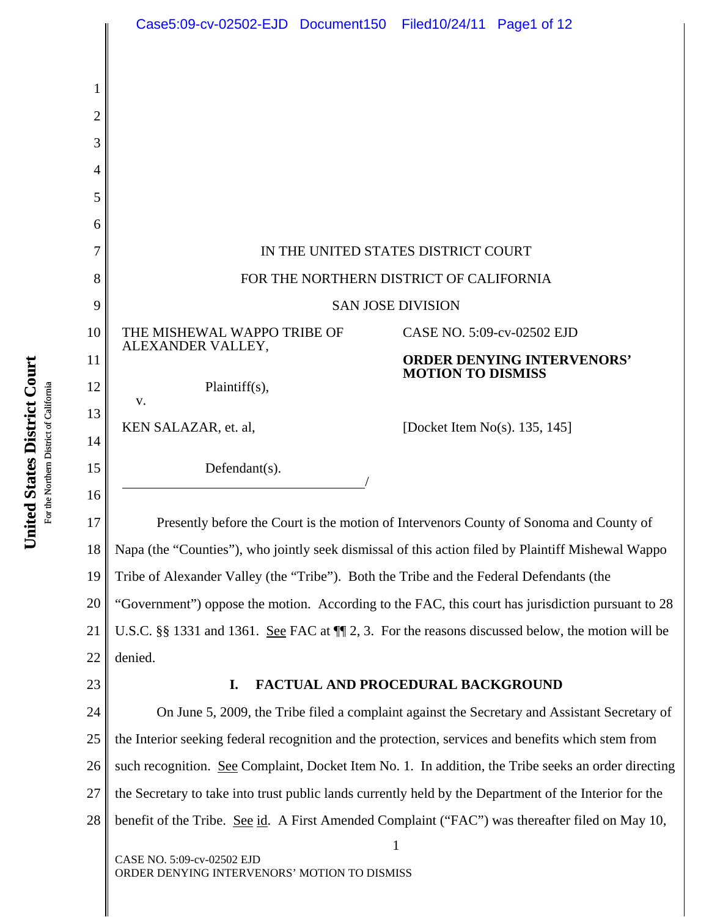IN THE UNITED STATES DISTRICT COURT

FOR THE NORTHERN DISTRICT OF CALIFORNIA

SAN JOSE DIVISION

THE MISHEWAL WAPPO TRIBE OF ALEXANDER VALLEY,

Plaintiff(s),

v.

KEN SALAZAR, et. al,

Defendant(s).

CASE NO. 5:09-cv-02502 EJD

**ORDER DENYING INTERVENORS' MOTION TO DISMISS**

[Docket Item No(s). 135, 145]

Presently before the Court is the motion of Intervenors County of Sonoma and County of Napa (the "Counties"), who jointly seek dismissal of this action filed by Plaintiff Mishewal Wappo Tribe of Alexander Valley (the "Tribe"). Both the Tribe and the Federal Defendants (the "Government") oppose the motion. According to the FAC, this court has jurisdiction pursuant to 28 U.S.C. §§ 1331 and 1361. See FAC at ¶¶ 2, 3. For the reasons discussed below, the motion will be denied.

## I. FACTUAL AND PROCEDURAL BACKGROUND

On June 5, 2009, the Tribe filed a complaint against the Secretary and Assistant Secretary of the Interior seeking federal recognition and the protection, services and benefits which stem from such recognition. See Complaint, Docket Item No. 1. In addition, the Tribe seeks an order directing the Secretary to take into trust public lands currently held by the Department of the Interior for the benefit of the Tribe. See id. A First Amended Complaint ("FAC") was thereafter filed on May 10,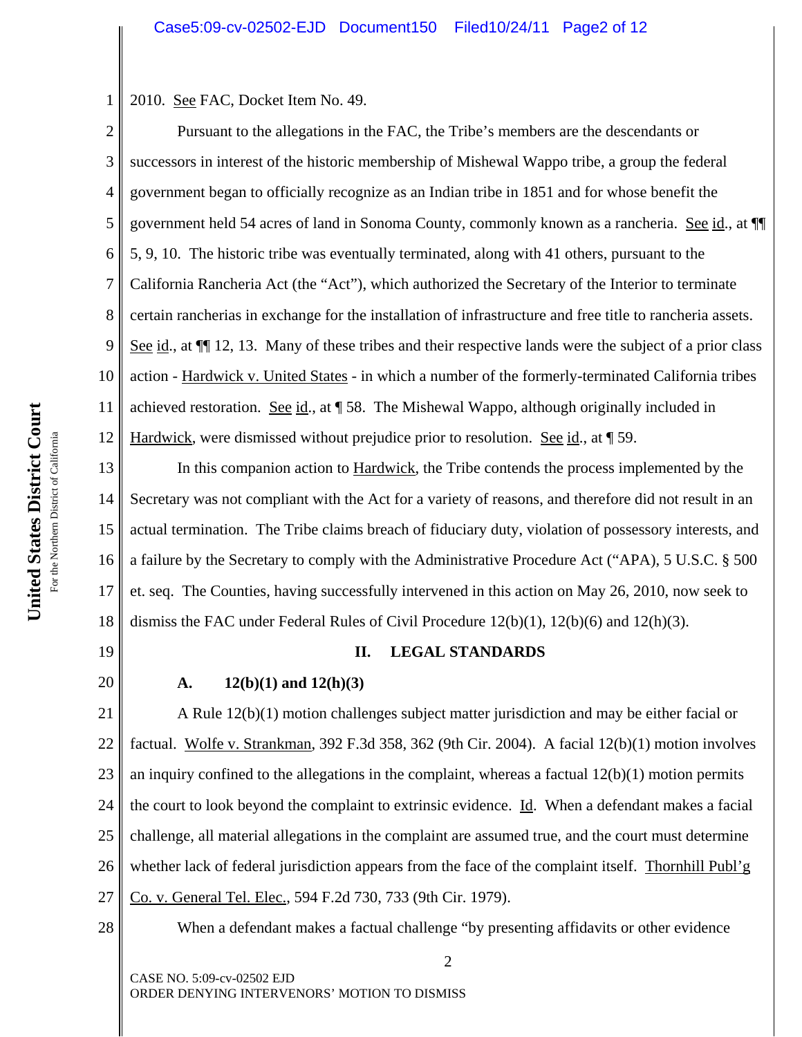2010. See FAC, Docket Item No. 49.

Pursuant to the allegations in the FAC, the Tribe's members are the descendants or successors in interest of the historic membership of Mishewal Wappo tribe, a group the federal government began to officially recognize as an Indian tribe in 1851 and for whose benefit the government held 54 acres of land in Sonoma County, commonly known as a rancheria. See id., at ¶¶ 5, 9, 10. The historic tribe was eventually terminated, along with 41 others, pursuant to the California Rancheria Act (the "Act"), which authorized the Secretary of the Interior to terminate certain rancherias in exchange for the installation of infrastructure and free title to rancheria assets. See id., at ¶¶ 12, 13. Many of these tribes and their respective lands were the subject of a prior class action - Hardwick v. United States - in which a number of the formerly-terminated California tribes achieved restoration. See id., at ¶ 58. The Mishewal Wappo, although originally included in Hardwick, were dismissed without prejudice prior to resolution. See id., at ¶ 59.

In this companion action to Hardwick, the Tribe contends the process implemented by the Secretary was not compliant with the Act for a variety of reasons, and therefore did not result in an actual termination. The Tribe claims breach of fiduciary duty, violation of possessory interests, and a failure by the Secretary to comply with the Administrative Procedure Act ("APA), 5 U.S.C. § 500 et. seq. The Counties, having successfully intervened in this action on May 26, 2010, now seek to dismiss the FAC under Federal Rules of Civil Procedure 12(b)(1), 12(b)(6) and 12(h)(3).

## II. LEGAL STANDARDS

### A. 12(b)(1) and 12(h)(3)

A Rule 12(b)(1) motion challenges subject matter jurisdiction and may be either facial or factual. Wolfe v. Strankman, 392 F.3d 358, 362 (9th Cir. 2004). A facial 12(b)(1) motion involves an inquiry confined to the allegations in the complaint, whereas a factual 12(b)(1) motion permits the court to look beyond the complaint to extrinsic evidence. Id. When a defendant makes a facial challenge, all material allegations in the complaint are assumed true, and the court must determine whether lack of federal jurisdiction appears from the face of the complaint itself. Thornhill Publ'g Co. v. General Tel. Elec., 594 F.2d 730, 733 (9th Cir. 1979).

When a defendant makes a factual challenge "by presenting affidavits or other evidence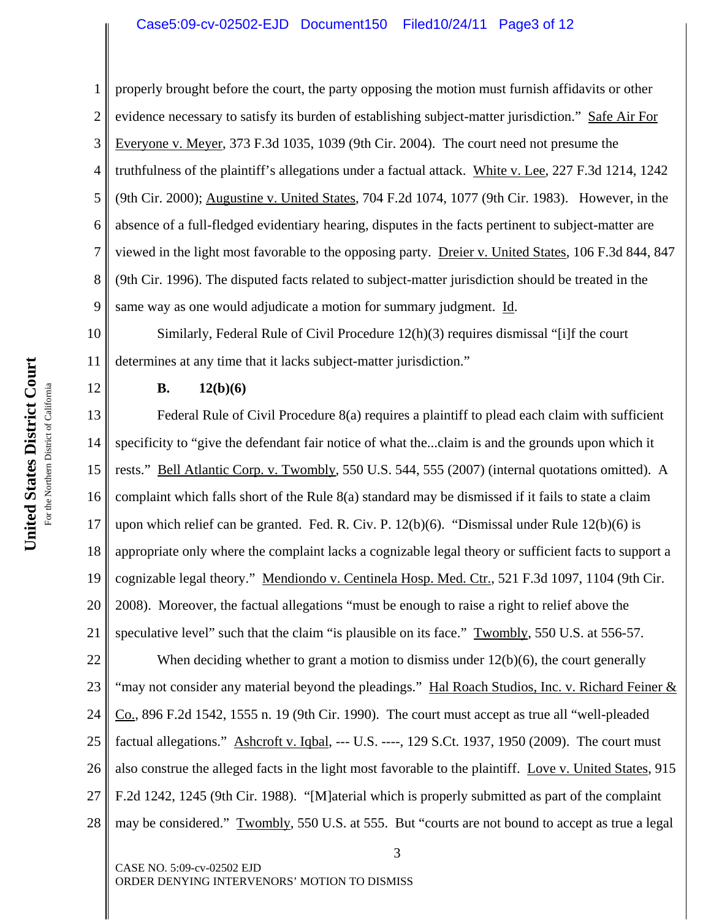properly brought before the court, the party opposing the motion must furnish affidavits or other evidence necessary to satisfy its burden of establishing subject-matter jurisdiction." Safe Air For Everyone v. Meyer, 373 F.3d 1035, 1039 (9th Cir. 2004). The court need not presume the truthfulness of the plaintiff's allegations under a factual attack. White v. Lee, 227 F.3d 1214, 1242 (9th Cir. 2000); Augustine v. United States, 704 F.2d 1074, 1077 (9th Cir. 1983). However, in the absence of a full-fledged evidentiary hearing, disputes in the facts pertinent to subject-matter are viewed in the light most favorable to the opposing party. Dreier v. United States, 106 F.3d 844, 847 (9th Cir. 1996). The disputed facts related to subject-matter jurisdiction should be treated in the same way as one would adjudicate a motion for summary judgment. Id.

Similarly, Federal Rule of Civil Procedure 12(h)(3) requires dismissal "[i]f the court determines at any time that it lacks subject-matter jurisdiction."

**B. 12(b)(6)**

Federal Rule of Civil Procedure 8(a) requires a plaintiff to plead each claim with sufficient specificity to "give the defendant fair notice of what the...claim is and the grounds upon which it rests." Bell Atlantic Corp. v. Twombly, 550 U.S. 544, 555 (2007) (internal quotations omitted). A complaint which falls short of the Rule 8(a) standard may be dismissed if it fails to state a claim upon which relief can be granted. Fed. R. Civ. P. 12(b)(6). "Dismissal under Rule 12(b)(6) is appropriate only where the complaint lacks a cognizable legal theory or sufficient facts to support a cognizable legal theory." Mendiondo v. Centinela Hosp. Med. Ctr., 521 F.3d 1097, 1104 (9th Cir. 2008). Moreover, the factual allegations "must be enough to raise a right to relief above the speculative level" such that the claim "is plausible on its face." Twombly, 550 U.S. at 556-57.

When deciding whether to grant a motion to dismiss under 12(b)(6), the court generally "may not consider any material beyond the pleadings." Hal Roach Studios, Inc. v. Richard Feiner & Co., 896 F.2d 1542, 1555 n. 19 (9th Cir. 1990). The court must accept as true all "well-pleaded factual allegations." Ashcroft v. Iqbal, --- U.S. ----, 129 S.Ct. 1937, 1950 (2009). The court must also construe the alleged facts in the light most favorable to the plaintiff. Love v. United States, 915 F.2d 1242, 1245 (9th Cir. 1988). "[M]aterial which is properly submitted as part of the complaint may be considered." Twombly, 550 U.S. at 555. But "courts are not bound to accept as true a legal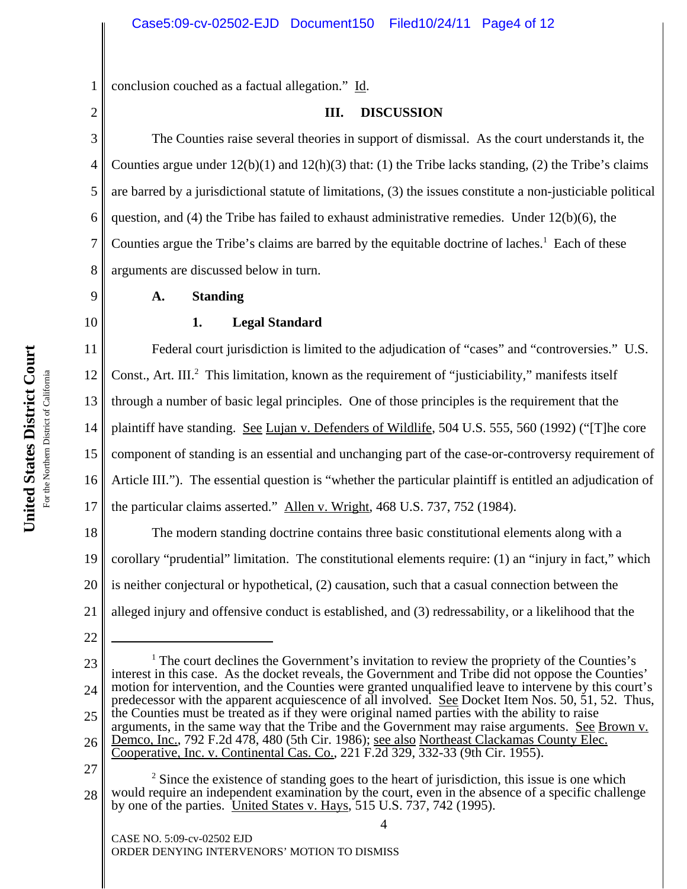conclusion couched as a factual allegation." Id.

## III. DISCUSSION

The Counties raise several theories in support of dismissal. As the court understands it, the Counties argue under 12(b)(1) and 12(h)(3) that: (1) the Tribe lacks standing, (2) the Tribe's claims are barred by a jurisdictional statute of limitations, (3) the issues constitute a non-justiciable political question, and (4) the Tribe has failed to exhaust administrative remedies. Under 12(b)(6), the Counties argue the Tribe's claims are barred by the equitable doctrine of laches.[1] Each of these arguments are discussed below in turn.

### A. Standing

#### 1. Legal Standard

Federal court jurisdiction is limited to the adjudication of "cases" and "controversies." U.S. Const., Art. III.[2] This limitation, known as the requirement of "justiciability," manifests itself through a number of basic legal principles. One of those principles is the requirement that the plaintiff have standing. See Lujan v. Defenders of Wildlife, 504 U.S. 555, 560 (1992) ("[T]he core component of standing is an essential and unchanging part of the case-or-controversy requirement of Article III."). The essential question is "whether the particular plaintiff is entitled an adjudication of the particular claims asserted." Allen v. Wright, 468 U.S. 737, 752 (1984).

The modern standing doctrine contains three basic constitutional elements along with a corollary "prudential" limitation. The constitutional elements require: (1) an "injury in fact," which is neither conjectural or hypothetical, (2) causation, such that a casual connection between the alleged injury and offensive conduct is established, and (3) redressability, or a likelihood that the

---

[1] The court declines the Government's invitation to review the propriety of the Counties's interest in this case. As the docket reveals, the Government and Tribe did not oppose the Counties' motion for intervention, and the Counties were granted unqualified leave to intervene by this court's predecessor with the apparent acquiescence of all involved. See Docket Item Nos. 50, 51, 52. Thus, the Counties must be treated as if they were original named parties with the ability to raise arguments, in the same way that the Tribe and the Government may raise arguments. See Brown v. Demco, Inc., 792 F.2d 478, 480 (5th Cir. 1986); see also Northeast Clackamas County Elec. Cooperative, Inc. v. Continental Cas. Co., 221 F.2d 329, 332-33 (9th Cir. 1955).

[2] Since the existence of standing goes to the heart of jurisdiction, this issue is one which would require an independent examination by the court, even in the absence of a specific challenge by one of the parties. United States v. Hays, 515 U.S. 737, 742 (1995).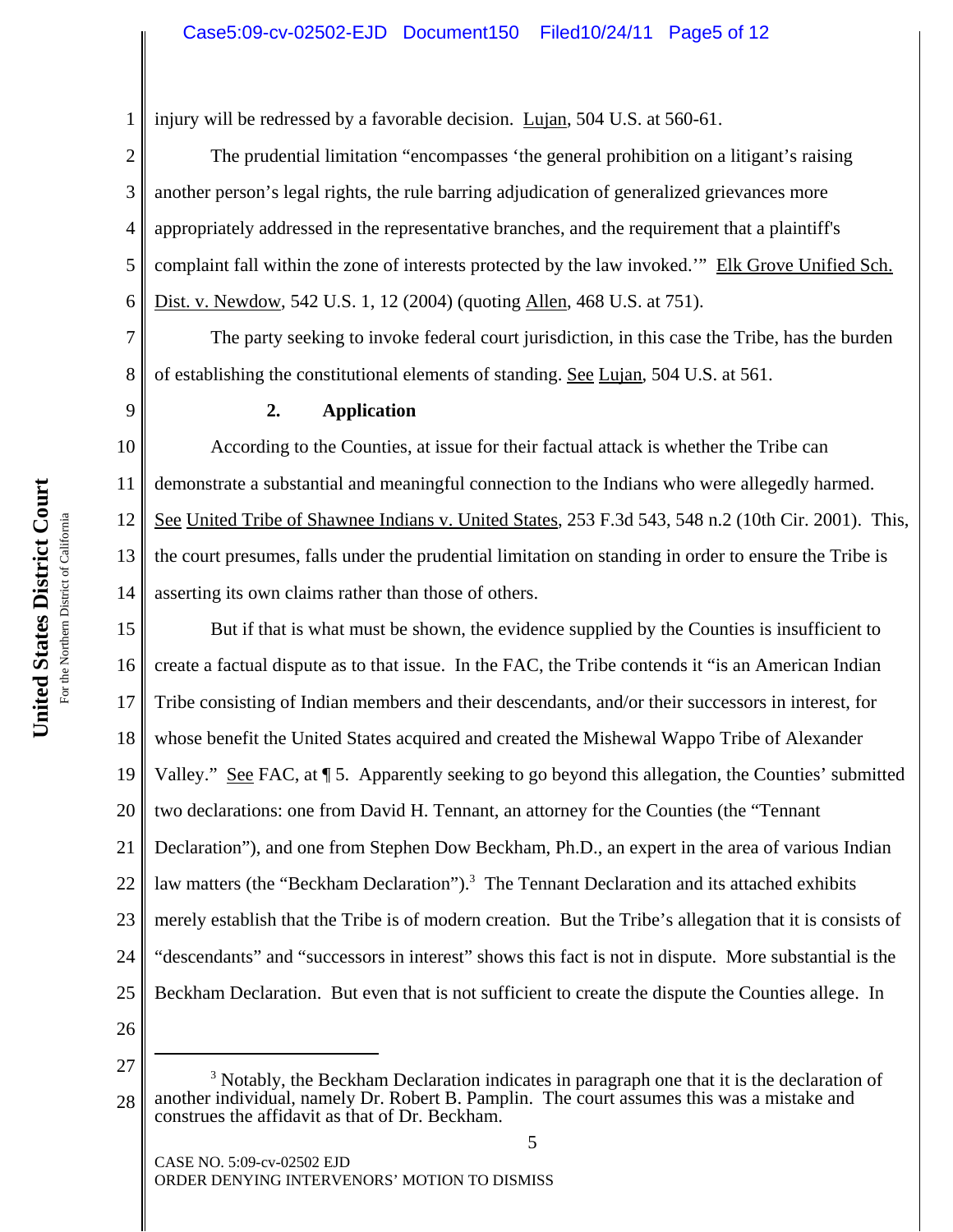injury will be redressed by a favorable decision. Lujan, 504 U.S. at 560-61.

The prudential limitation "encompasses 'the general prohibition on a litigant's raising another person's legal rights, the rule barring adjudication of generalized grievances more appropriately addressed in the representative branches, and the requirement that a plaintiff's complaint fall within the zone of interests protected by the law invoked.'" Elk Grove Unified Sch. Dist. v. Newdow, 542 U.S. 1, 12 (2004) (quoting Allen, 468 U.S. at 751).

The party seeking to invoke federal court jurisdiction, in this case the Tribe, has the burden of establishing the constitutional elements of standing. See Lujan, 504 U.S. at 561.

**2. Application**

According to the Counties, at issue for their factual attack is whether the Tribe can demonstrate a substantial and meaningful connection to the Indians who were allegedly harmed. See United Tribe of Shawnee Indians v. United States, 253 F.3d 543, 548 n.2 (10th Cir. 2001). This, the court presumes, falls under the prudential limitation on standing in order to ensure the Tribe is asserting its own claims rather than those of others.

But if that is what must be shown, the evidence supplied by the Counties is insufficient to create a factual dispute as to that issue. In the FAC, the Tribe contends it "is an American Indian Tribe consisting of Indian members and their descendants, and/or their successors in interest, for whose benefit the United States acquired and created the Mishewal Wappo Tribe of Alexander Valley." See FAC, at ¶ 5. Apparently seeking to go beyond this allegation, the Counties' submitted two declarations: one from David H. Tennant, an attorney for the Counties (the "Tennant Declaration"), and one from Stephen Dow Beckham, Ph.D., an expert in the area of various Indian law matters (the "Beckham Declaration").[3] The Tennant Declaration and its attached exhibits merely establish that the Tribe is of modern creation. But the Tribe's allegation that it is consists of "descendants" and "successors in interest" shows this fact is not in dispute. More substantial is the Beckham Declaration. But even that is not sufficient to create the dispute the Counties allege. In

[3] Notably, the Beckham Declaration indicates in paragraph one that it is the declaration of another individual, namely Dr. Robert B. Pamplin. The court assumes this was a mistake and construes the affidavit as that of Dr. Beckham.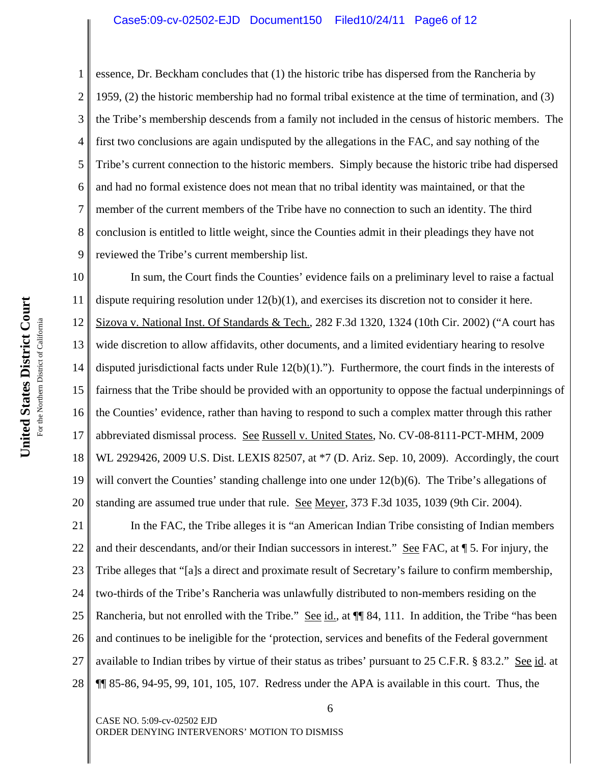essence, Dr. Beckham concludes that (1) the historic tribe has dispersed from the Rancheria by 1959, (2) the historic membership had no formal tribal existence at the time of termination, and (3) the Tribe's membership descends from a family not included in the census of historic members. The first two conclusions are again undisputed by the allegations in the FAC, and say nothing of the Tribe's current connection to the historic members. Simply because the historic tribe had dispersed and had no formal existence does not mean that no tribal identity was maintained, or that the member of the current members of the Tribe have no connection to such an identity. The third conclusion is entitled to little weight, since the Counties admit in their pleadings they have not reviewed the Tribe's current membership list.

In sum, the Court finds the Counties' evidence fails on a preliminary level to raise a factual dispute requiring resolution under 12(b)(1), and exercises its discretion not to consider it here. Sizova v. National Inst. Of Standards & Tech., 282 F.3d 1320, 1324 (10th Cir. 2002) ("A court has wide discretion to allow affidavits, other documents, and a limited evidentiary hearing to resolve disputed jurisdictional facts under Rule 12(b)(1)."). Furthermore, the court finds in the interests of fairness that the Tribe should be provided with an opportunity to oppose the factual underpinnings of the Counties' evidence, rather than having to respond to such a complex matter through this rather abbreviated dismissal process. See Russell v. United States, No. CV-08-8111-PCT-MHM, 2009 WL 2929426, 2009 U.S. Dist. LEXIS 82507, at *7 (D. Ariz. Sep. 10, 2009). Accordingly, the court will convert the Counties' standing challenge into one under 12(b)(6). The Tribe's allegations of standing are assumed true under that rule. See Meyer, 373 F.3d 1035, 1039 (9th Cir. 2004).

In the FAC, the Tribe alleges it is "an American Indian Tribe consisting of Indian members and their descendants, and/or their Indian successors in interest." See FAC, at ¶ 5. For injury, the Tribe alleges that "[a]s a direct and proximate result of Secretary's failure to confirm membership, two-thirds of the Tribe's Rancheria was unlawfully distributed to non-members residing on the Rancheria, but not enrolled with the Tribe." See id., at ¶¶ 84, 111. In addition, the Tribe "has been and continues to be ineligible for the 'protection, services and benefits of the Federal government available to Indian tribes by virtue of their status as tribes' pursuant to 25 C.F.R. § 83.2." See id. at ¶¶ 85-86, 94-95, 99, 101, 105, 107. Redress under the APA is available in this court. Thus, the

CASE NO. 5:09-cv-02502 EJD
ORDER DENYING INTERVENORS' MOTION TO DISMISS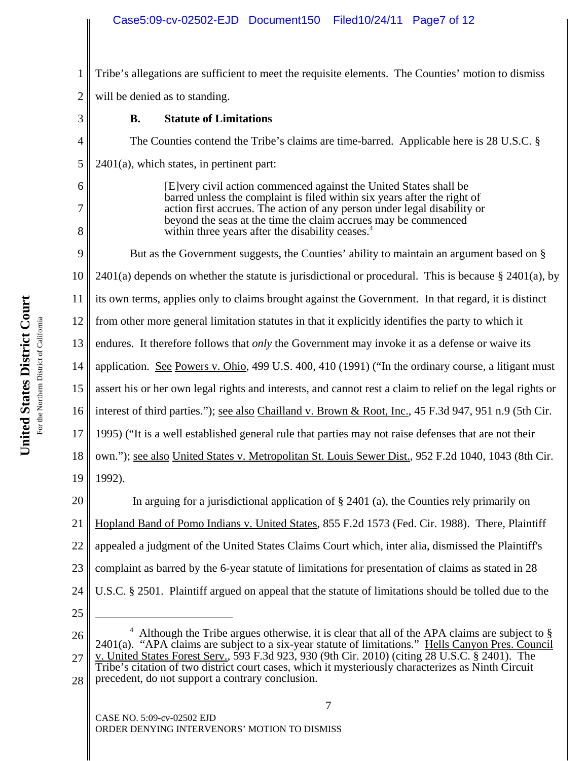Tribe's allegations are sufficient to meet the requisite elements. The Counties' motion to dismiss will be denied as to standing.

### B. Statute of Limitations

The Counties contend the Tribe's claims are time-barred. Applicable here is 28 U.S.C. § 2401(a), which states, in pertinent part:

> [E]very civil action commenced against the United States shall be barred unless the complaint is filed within six years after the right of action first accrues. The action of any person under legal disability or beyond the seas at the time the claim accrues may be commenced within three years after the disability ceases.[4]

But as the Government suggests, the Counties' ability to maintain an argument based on § 2401(a) depends on whether the statute is jurisdictional or procedural. This is because § 2401(a), by its own terms, applies only to claims brought against the Government. In that regard, it is distinct from other more general limitation statutes in that it explicitly identifies the party to which it endures. It therefore follows that *only* the Government may invoke it as a defense or waive its application. See Powers v. Ohio, 499 U.S. 400, 410 (1991) ("In the ordinary course, a litigant must assert his or her own legal rights and interests, and cannot rest a claim to relief on the legal rights or interest of third parties."); see also Chailland v. Brown & Root, Inc., 45 F.3d 947, 951 n.9 (5th Cir. 1995) ("It is a well established general rule that parties may not raise defenses that are not their own."); see also United States v. Metropolitan St. Louis Sewer Dist., 952 F.2d 1040, 1043 (8th Cir. 1992).

In arguing for a jurisdictional application of § 2401 (a), the Counties rely primarily on Hopland Band of Pomo Indians v. United States, 855 F.2d 1573 (Fed. Cir. 1988). There, Plaintiff appealed a judgment of the United States Claims Court which, inter alia, dismissed the Plaintiff's complaint as barred by the 6-year statute of limitations for presentation of claims as stated in 28 U.S.C. § 2501. Plaintiff argued on appeal that the statute of limitations should be tolled due to the

---

[4] Although the Tribe argues otherwise, it is clear that all of the APA claims are subject to § 2401(a). "APA claims are subject to a six-year statute of limitations." Hells Canyon Pres. Council v. United States Forest Serv., 593 F.3d 923, 930 (9th Cir. 2010) (citing 28 U.S.C. § 2401). The Tribe's citation of two district court cases, which it mysteriously characterizes as Ninth Circuit precedent, do not support a contrary conclusion.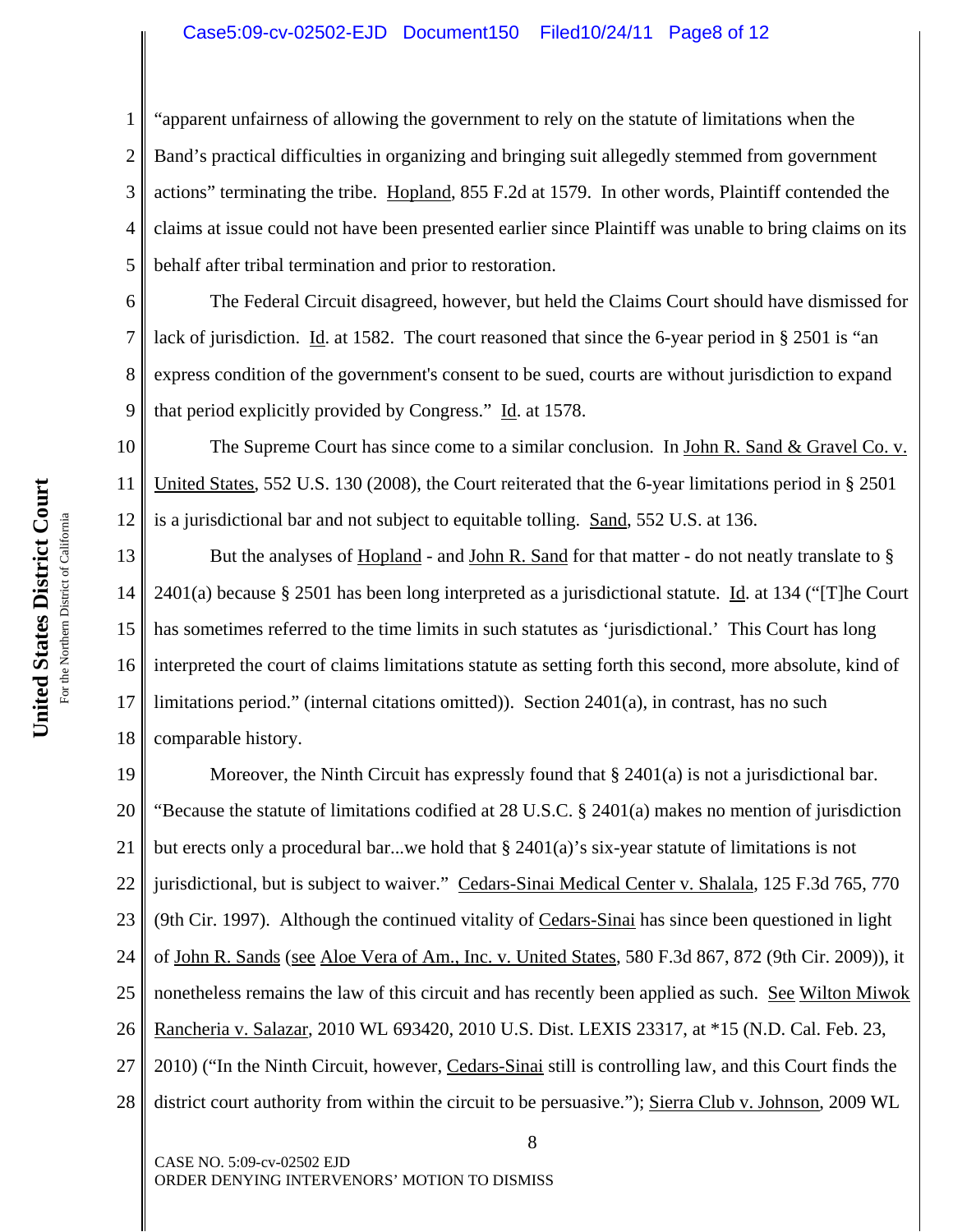"apparent unfairness of allowing the government to rely on the statute of limitations when the Band's practical difficulties in organizing and bringing suit allegedly stemmed from government actions" terminating the tribe. Hopland, 855 F.2d at 1579. In other words, Plaintiff contended the claims at issue could not have been presented earlier since Plaintiff was unable to bring claims on its behalf after tribal termination and prior to restoration.

The Federal Circuit disagreed, however, but held the Claims Court should have dismissed for lack of jurisdiction. Id. at 1582. The court reasoned that since the 6-year period in § 2501 is "an express condition of the government's consent to be sued, courts are without jurisdiction to expand that period explicitly provided by Congress." Id. at 1578.

The Supreme Court has since come to a similar conclusion. In John R. Sand & Gravel Co. v. United States, 552 U.S. 130 (2008), the Court reiterated that the 6-year limitations period in § 2501 is a jurisdictional bar and not subject to equitable tolling. Sand, 552 U.S. at 136.

But the analyses of Hopland - and John R. Sand for that matter - do not neatly translate to § 2401(a) because § 2501 has been long interpreted as a jurisdictional statute. Id. at 134 ("[T]he Court has sometimes referred to the time limits in such statutes as 'jurisdictional.' This Court has long interpreted the court of claims limitations statute as setting forth this second, more absolute, kind of limitations period." (internal citations omitted)). Section 2401(a), in contrast, has no such comparable history.

Moreover, the Ninth Circuit has expressly found that § 2401(a) is not a jurisdictional bar. "Because the statute of limitations codified at 28 U.S.C. § 2401(a) makes no mention of jurisdiction but erects only a procedural bar...we hold that § 2401(a)'s six-year statute of limitations is not jurisdictional, but is subject to waiver." Cedars-Sinai Medical Center v. Shalala, 125 F.3d 765, 770 (9th Cir. 1997). Although the continued vitality of Cedars-Sinai has since been questioned in light of John R. Sands (see Aloe Vera of Am., Inc. v. United States, 580 F.3d 867, 872 (9th Cir. 2009)), it nonetheless remains the law of this circuit and has recently been applied as such. See Wilton Miwok Rancheria v. Salazar, 2010 WL 693420, 2010 U.S. Dist. LEXIS 23317, at *15 (N.D. Cal. Feb. 23, 2010) ("In the Ninth Circuit, however, Cedars-Sinai still is controlling law, and this Court finds the district court authority from within the circuit to be persuasive."); Sierra Club v. Johnson, 2009 WL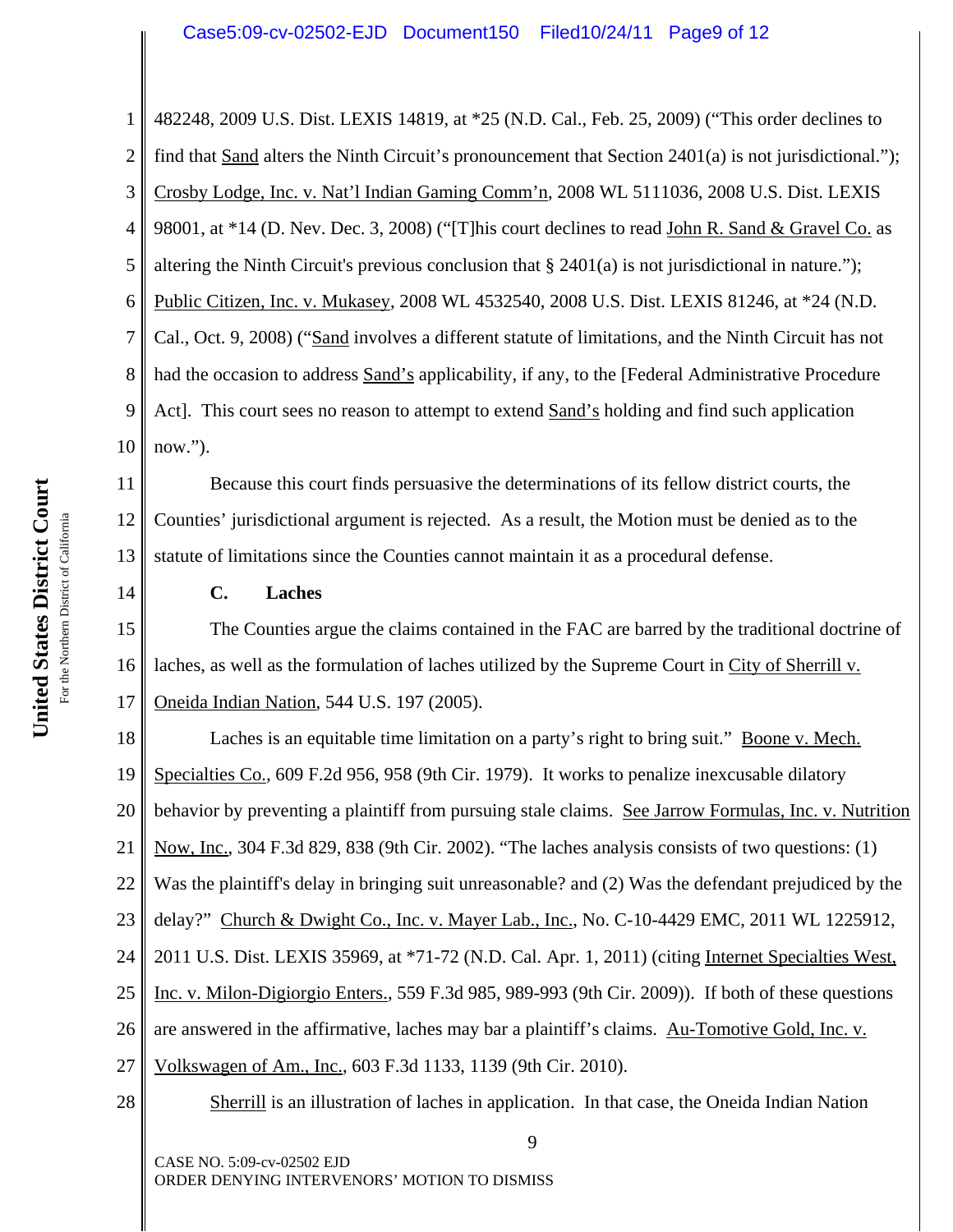482248, 2009 U.S. Dist. LEXIS 14819, at *25 (N.D. Cal., Feb. 25, 2009) ("This order declines to find that Sand alters the Ninth Circuit's pronouncement that Section 2401(a) is not jurisdictional."); Crosby Lodge, Inc. v. Nat'l Indian Gaming Comm'n, 2008 WL 5111036, 2008 U.S. Dist. LEXIS 98001, at *14 (D. Nev. Dec. 3, 2008) ("[T]his court declines to read John R. Sand & Gravel Co. as altering the Ninth Circuit's previous conclusion that § 2401(a) is not jurisdictional in nature."); Public Citizen, Inc. v. Mukasey, 2008 WL 4532540, 2008 U.S. Dist. LEXIS 81246, at *24 (N.D. Cal., Oct. 9, 2008) ("Sand involves a different statute of limitations, and the Ninth Circuit has not had the occasion to address Sand's applicability, if any, to the [Federal Administrative Procedure Act]. This court sees no reason to attempt to extend Sand's holding and find such application now.").

Because this court finds persuasive the determinations of its fellow district courts, the Counties' jurisdictional argument is rejected. As a result, the Motion must be denied as to the statute of limitations since the Counties cannot maintain it as a procedural defense.

### C. Laches

The Counties argue the claims contained in the FAC are barred by the traditional doctrine of laches, as well as the formulation of laches utilized by the Supreme Court in City of Sherrill v. Oneida Indian Nation, 544 U.S. 197 (2005).

Laches is an equitable time limitation on a party's right to bring suit." Boone v. Mech. Specialties Co., 609 F.2d 956, 958 (9th Cir. 1979). It works to penalize inexcusable dilatory behavior by preventing a plaintiff from pursuing stale claims. See Jarrow Formulas, Inc. v. Nutrition Now, Inc., 304 F.3d 829, 838 (9th Cir. 2002). "The laches analysis consists of two questions: (1) Was the plaintiff's delay in bringing suit unreasonable? and (2) Was the defendant prejudiced by the delay?" Church & Dwight Co., Inc. v. Mayer Lab., Inc., No. C-10-4429 EMC, 2011 WL 1225912, 2011 U.S. Dist. LEXIS 35969, at *71-72 (N.D. Cal. Apr. 1, 2011) (citing Internet Specialties West, Inc. v. Milon-Digiorgio Enters., 559 F.3d 985, 989-993 (9th Cir. 2009)). If both of these questions are answered in the affirmative, laches may bar a plaintiff's claims. Au-Tomotive Gold, Inc. v. Volkswagen of Am., Inc., 603 F.3d 1133, 1139 (9th Cir. 2010).

Sherrill is an illustration of laches in application. In that case, the Oneida Indian Nation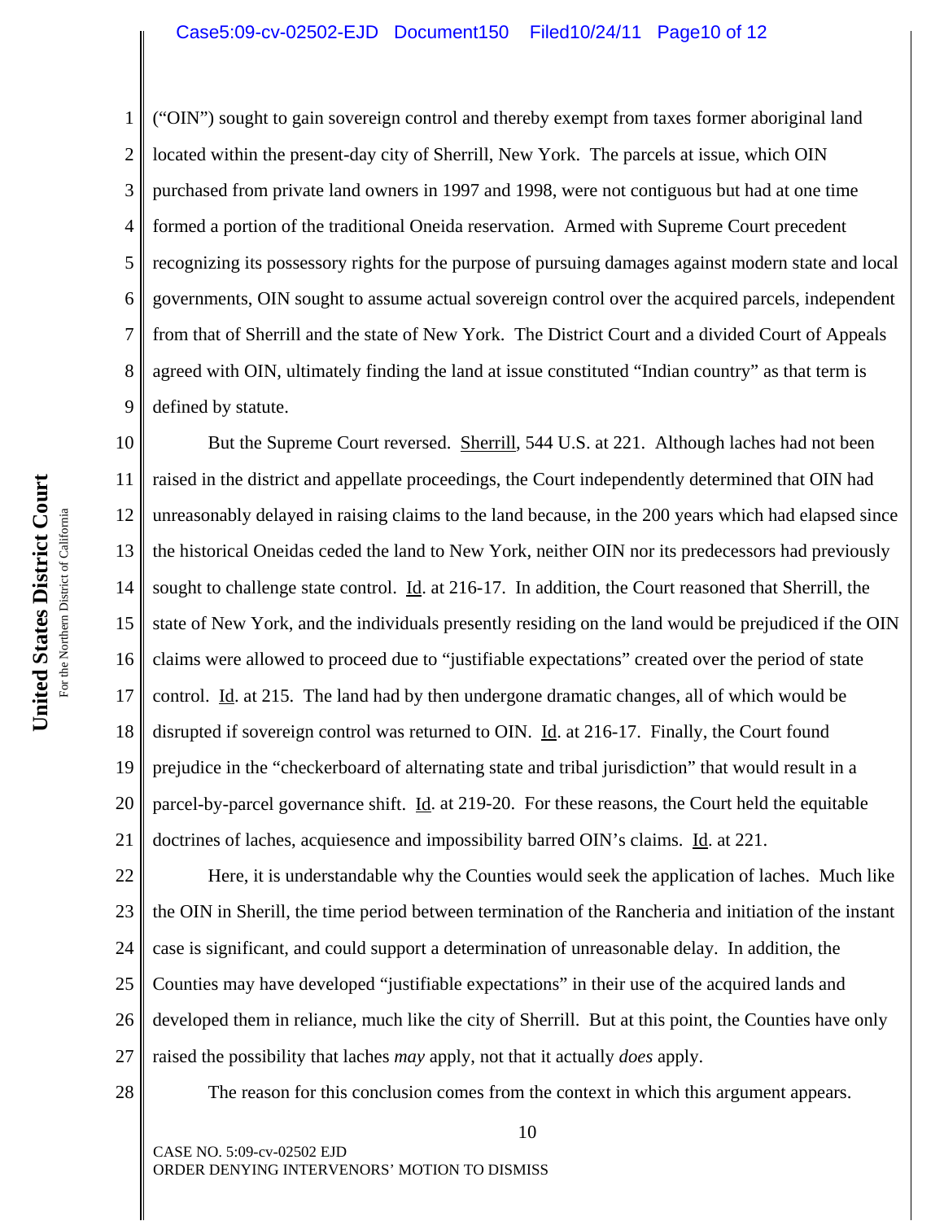("OIN") sought to gain sovereign control and thereby exempt from taxes former aboriginal land located within the present-day city of Sherrill, New York. The parcels at issue, which OIN purchased from private land owners in 1997 and 1998, were not contiguous but had at one time formed a portion of the traditional Oneida reservation. Armed with Supreme Court precedent recognizing its possessory rights for the purpose of pursuing damages against modern state and local governments, OIN sought to assume actual sovereign control over the acquired parcels, independent from that of Sherrill and the state of New York. The District Court and a divided Court of Appeals agreed with OIN, ultimately finding the land at issue constituted "Indian country" as that term is defined by statute.

But the Supreme Court reversed. Sherrill, 544 U.S. at 221. Although laches had not been raised in the district and appellate proceedings, the Court independently determined that OIN had unreasonably delayed in raising claims to the land because, in the 200 years which had elapsed since the historical Oneidas ceded the land to New York, neither OIN nor its predecessors had previously sought to challenge state control. Id. at 216-17. In addition, the Court reasoned that Sherrill, the state of New York, and the individuals presently residing on the land would be prejudiced if the OIN claims were allowed to proceed due to "justifiable expectations" created over the period of state control. Id. at 215. The land had by then undergone dramatic changes, all of which would be disrupted if sovereign control was returned to OIN. Id. at 216-17. Finally, the Court found prejudice in the "checkerboard of alternating state and tribal jurisdiction" that would result in a parcel-by-parcel governance shift. Id. at 219-20. For these reasons, the Court held the equitable doctrines of laches, acquiesence and impossibility barred OIN's claims. Id. at 221.

Here, it is understandable why the Counties would seek the application of laches. Much like the OIN in Sherill, the time period between termination of the Rancheria and initiation of the instant case is significant, and could support a determination of unreasonable delay. In addition, the Counties may have developed "justifiable expectations" in their use of the acquired lands and developed them in reliance, much like the city of Sherrill. But at this point, the Counties have only raised the possibility that laches *may* apply, not that it actually *does* apply.

The reason for this conclusion comes from the context in which this argument appears.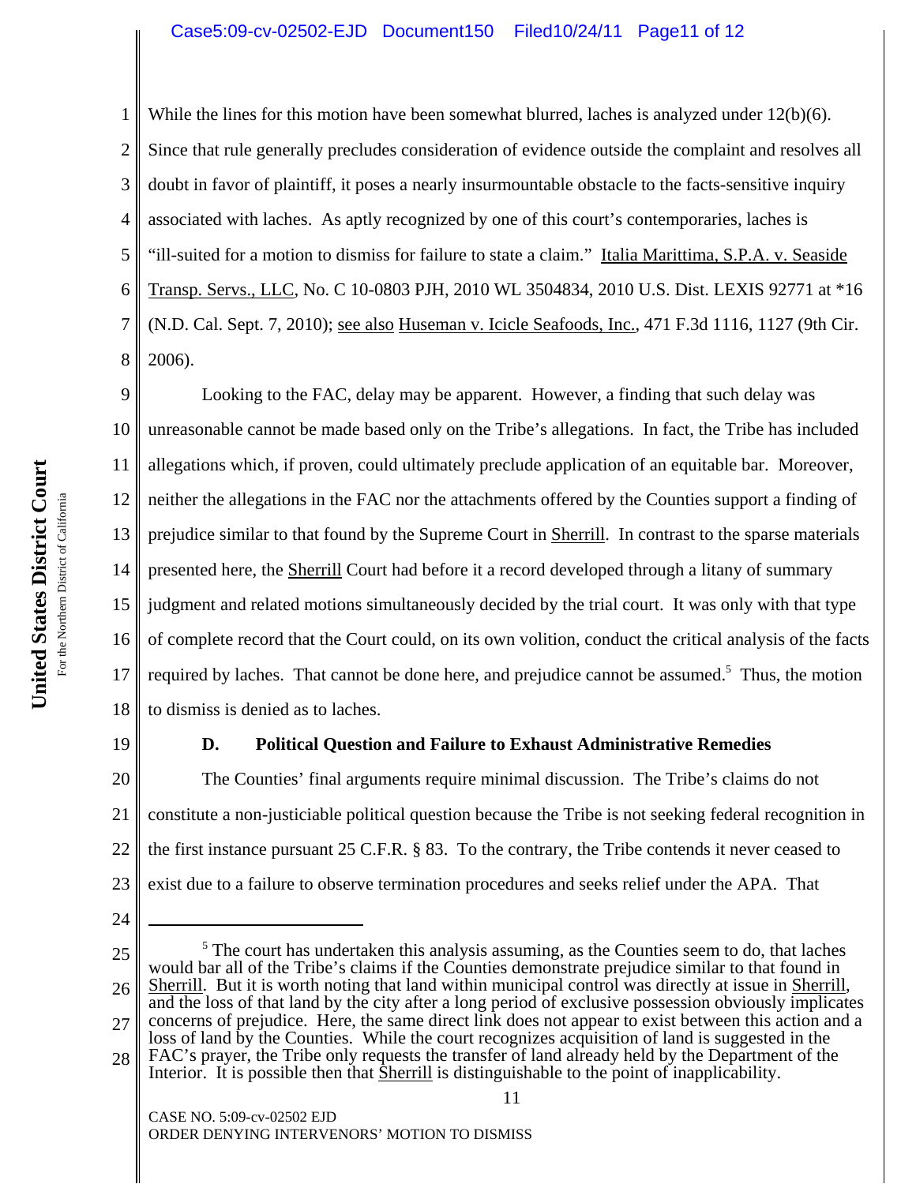While the lines for this motion have been somewhat blurred, laches is analyzed under 12(b)(6). Since that rule generally precludes consideration of evidence outside the complaint and resolves all doubt in favor of plaintiff, it poses a nearly insurmountable obstacle to the facts-sensitive inquiry associated with laches. As aptly recognized by one of this court's contemporaries, laches is "ill-suited for a motion to dismiss for failure to state a claim." Italia Marittima, S.P.A. v. Seaside Transp. Servs., LLC, No. C 10-0803 PJH, 2010 WL 3504834, 2010 U.S. Dist. LEXIS 92771 at *16 (N.D. Cal. Sept. 7, 2010); see also Huseman v. Icicle Seafoods, Inc., 471 F.3d 1116, 1127 (9th Cir. 2006).

Looking to the FAC, delay may be apparent. However, a finding that such delay was unreasonable cannot be made based only on the Tribe's allegations. In fact, the Tribe has included allegations which, if proven, could ultimately preclude application of an equitable bar. Moreover, neither the allegations in the FAC nor the attachments offered by the Counties support a finding of prejudice similar to that found by the Supreme Court in Sherrill. In contrast to the sparse materials presented here, the Sherrill Court had before it a record developed through a litany of summary judgment and related motions simultaneously decided by the trial court. It was only with that type of complete record that the Court could, on its own volition, conduct the critical analysis of the facts required by laches. That cannot be done here, and prejudice cannot be assumed.[5] Thus, the motion to dismiss is denied as to laches.

### D. Political Question and Failure to Exhaust Administrative Remedies

The Counties' final arguments require minimal discussion. The Tribe's claims do not constitute a non-justiciable political question because the Tribe is not seeking federal recognition in the first instance pursuant 25 C.F.R. § 83. To the contrary, the Tribe contends it never ceased to exist due to a failure to observe termination procedures and seeks relief under the APA. That

---

[5] The court has undertaken this analysis assuming, as the Counties seem to do, that laches would bar all of the Tribe's claims if the Counties demonstrate prejudice similar to that found in Sherrill. But it is worth noting that land within municipal control was directly at issue in Sherrill, and the loss of that land by the city after a long period of exclusive possession obviously implicates concerns of prejudice. Here, the same direct link does not appear to exist between this action and a loss of land by the Counties. While the court recognizes acquisition of land is suggested in the FAC's prayer, the Tribe only requests the transfer of land already held by the Department of the Interior. It is possible then that Sherrill is distinguishable to the point of inapplicability.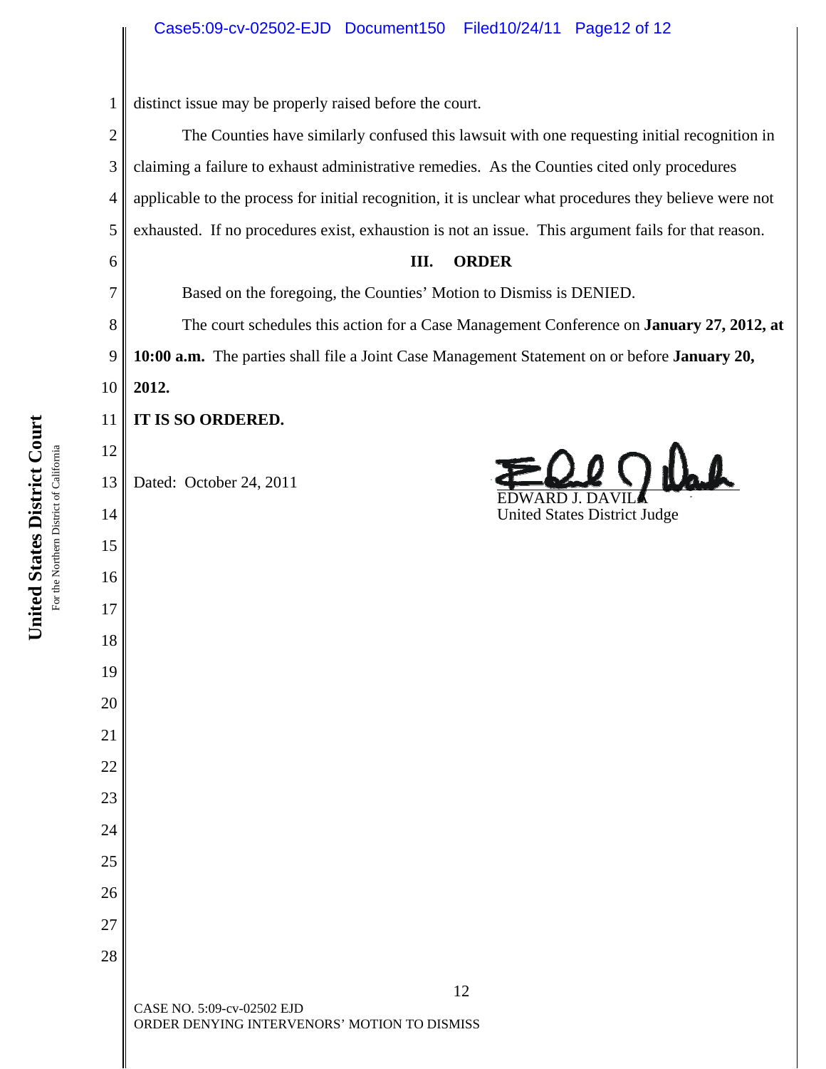distinct issue may be properly raised before the court.

The Counties have similarly confused this lawsuit with one requesting initial recognition in claiming a failure to exhaust administrative remedies. As the Counties cited only procedures applicable to the process for initial recognition, it is unclear what procedures they believe were not exhausted. If no procedures exist, exhaustion is not an issue. This argument fails for that reason.

## III. ORDER

Based on the foregoing, the Counties' Motion to Dismiss is DENIED.

The court schedules this action for a Case Management Conference on **January 27, 2012, at 10:00 a.m.** The parties shall file a Joint Case Management Statement on or before **January 20, 2012.**

**IT IS SO ORDERED.**

Dated: October 24, 2011

EDWARD J. DAVILA
United States District Judge

CASE NO. 5:09-cv-02502 EJD
ORDER DENYING INTERVENORS' MOTION TO DISMISS